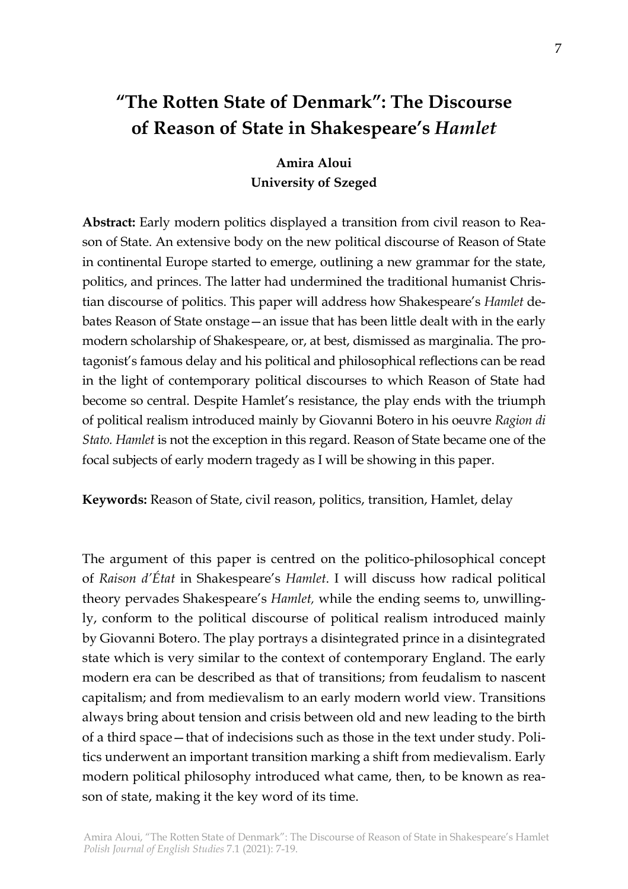# "The Rotten State of Denmark": The Discourse of Reason of State in Shakespeare's *Hamlet*

**Amira Aloui**
**University of Szeged**

**Abstract:** Early modern politics displayed a transition from civil reason to Reason of State. An extensive body on the new political discourse of Reason of State in continental Europe started to emerge, outlining a new grammar for the state, politics, and princes. The latter had undermined the traditional humanist Christian discourse of politics. This paper will address how Shakespeare's *Hamlet* debates Reason of State onstage—an issue that has been little dealt with in the early modern scholarship of Shakespeare, or, at best, dismissed as marginalia. The protagonist's famous delay and his political and philosophical reflections can be read in the light of contemporary political discourses to which Reason of State had become so central. Despite Hamlet's resistance, the play ends with the triumph of political realism introduced mainly by Giovanni Botero in his oeuvre *Ragion di Stato*. *Hamlet* is not the exception in this regard. Reason of State became one of the focal subjects of early modern tragedy as I will be showing in this paper.

**Keywords:** Reason of State, civil reason, politics, transition, Hamlet, delay

The argument of this paper is centred on the politico-philosophical concept of *Raison d'État* in Shakespeare's *Hamlet*. I will discuss how radical political theory pervades Shakespeare's *Hamlet,* while the ending seems to, unwillingly, conform to the political discourse of political realism introduced mainly by Giovanni Botero. The play portrays a disintegrated prince in a disintegrated state which is very similar to the context of contemporary England. The early modern era can be described as that of transitions; from feudalism to nascent capitalism; and from medievalism to an early modern world view. Transitions always bring about tension and crisis between old and new leading to the birth of a third space—that of indecisions such as those in the text under study. Politics underwent an important transition marking a shift from medievalism. Early modern political philosophy introduced what came, then, to be known as reason of state, making it the key word of its time.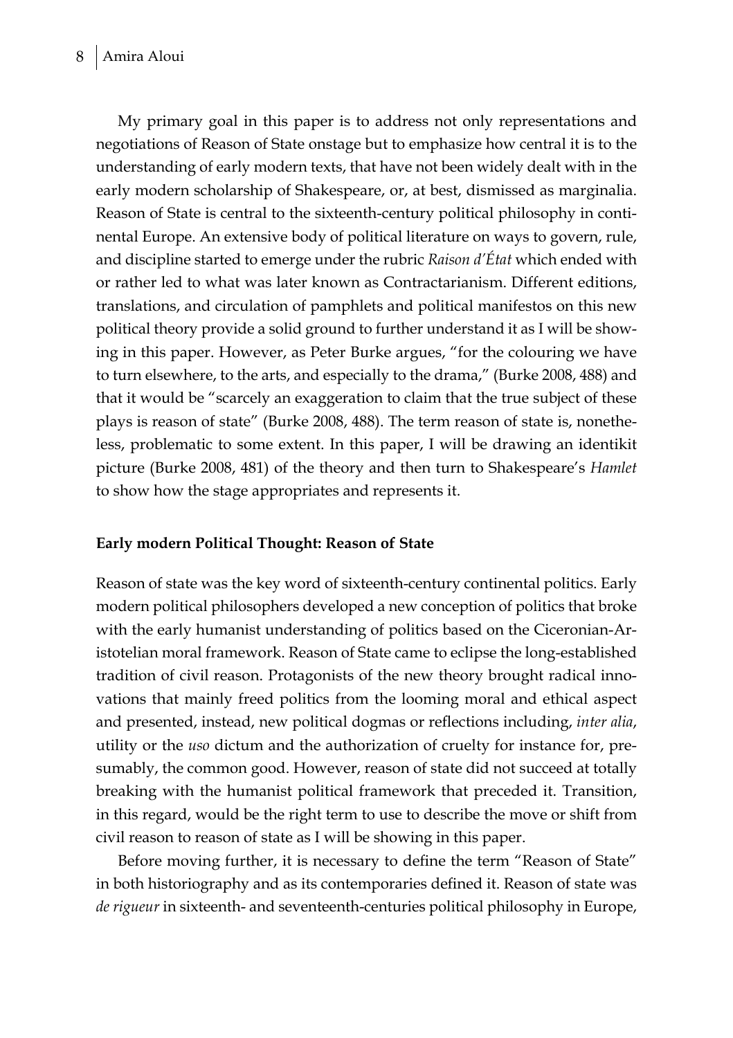My primary goal in this paper is to address not only representations and negotiations of Reason of State onstage but to emphasize how central it is to the understanding of early modern texts, that have not been widely dealt with in the early modern scholarship of Shakespeare, or, at best, dismissed as marginalia. Reason of State is central to the sixteenth-century political philosophy in continental Europe. An extensive body of political literature on ways to govern, rule, and discipline started to emerge under the rubric *Raison d'État* which ended with or rather led to what was later known as Contractarianism. Different editions, translations, and circulation of pamphlets and political manifestos on this new political theory provide a solid ground to further understand it as I will be showing in this paper. However, as Peter Burke argues, "for the colouring we have to turn elsewhere, to the arts, and especially to the drama," (Burke 2008, 488) and that it would be "scarcely an exaggeration to claim that the true subject of these plays is reason of state" (Burke 2008, 488). The term reason of state is, nonetheless, problematic to some extent. In this paper, I will be drawing an identikit picture (Burke 2008, 481) of the theory and then turn to Shakespeare's *Hamlet* to show how the stage appropriates and represents it.

**Early modern Political Thought: Reason of State**

Reason of state was the key word of sixteenth-century continental politics. Early modern political philosophers developed a new conception of politics that broke with the early humanist understanding of politics based on the Ciceronian-Aristotelian moral framework. Reason of State came to eclipse the long-established tradition of civil reason. Protagonists of the new theory brought radical innovations that mainly freed politics from the looming moral and ethical aspect and presented, instead, new political dogmas or reflections including, *inter alia*, utility or the *uso* dictum and the authorization of cruelty for instance for, presumably, the common good. However, reason of state did not succeed at totally breaking with the humanist political framework that preceded it. Transition, in this regard, would be the right term to use to describe the move or shift from civil reason to reason of state as I will be showing in this paper.

Before moving further, it is necessary to define the term "Reason of State" in both historiography and as its contemporaries defined it. Reason of state was *de rigueur* in sixteenth- and seventeenth-centuries political philosophy in Europe,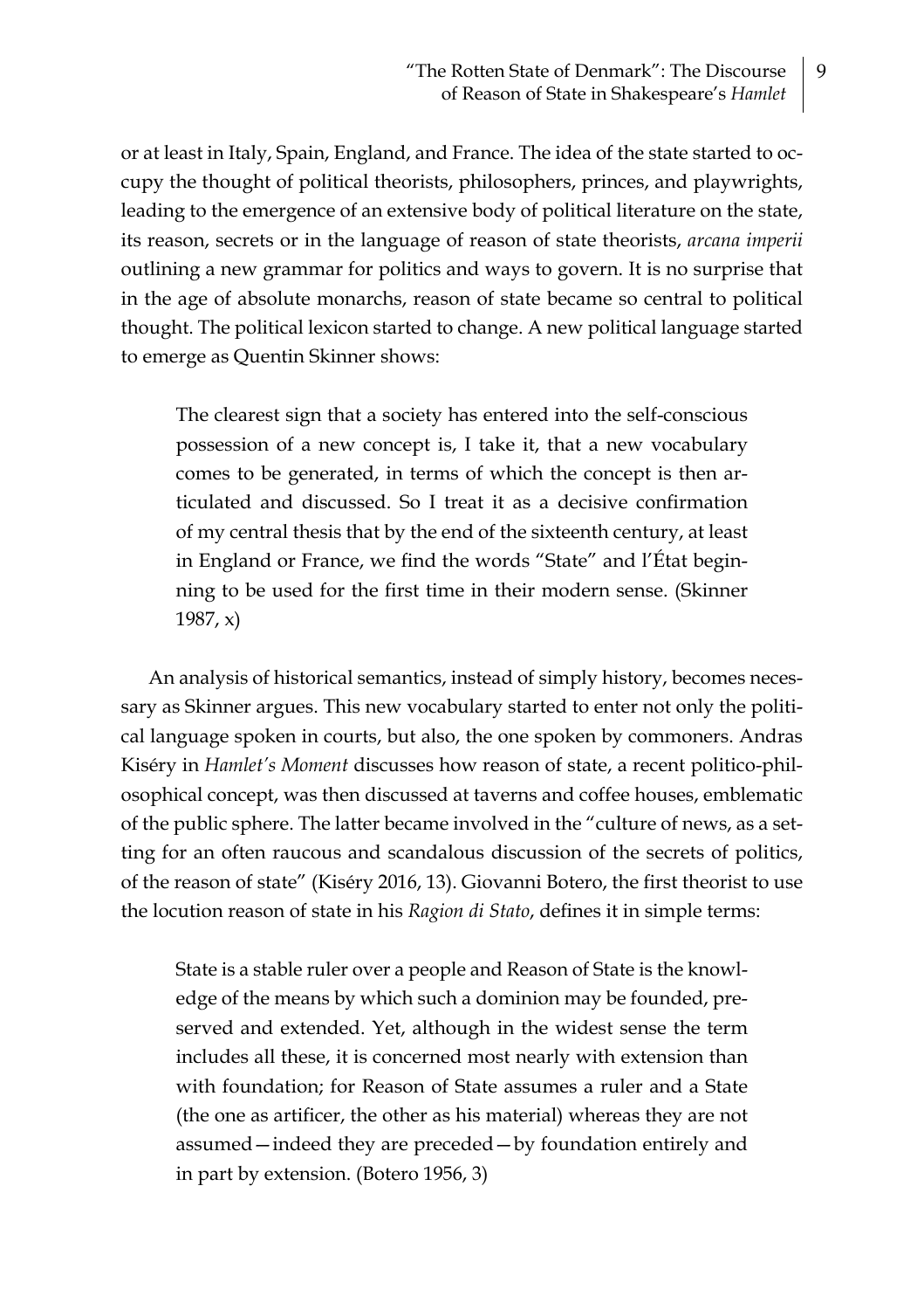or at least in Italy, Spain, England, and France. The idea of the state started to occupy the thought of political theorists, philosophers, princes, and playwrights, leading to the emergence of an extensive body of political literature on the state, its reason, secrets or in the language of reason of state theorists, *arcana imperii* outlining a new grammar for politics and ways to govern. It is no surprise that in the age of absolute monarchs, reason of state became so central to political thought. The political lexicon started to change. A new political language started to emerge as Quentin Skinner shows:

> The clearest sign that a society has entered into the self-conscious possession of a new concept is, I take it, that a new vocabulary comes to be generated, in terms of which the concept is then articulated and discussed. So I treat it as a decisive confirmation of my central thesis that by the end of the sixteenth century, at least in England or France, we find the words "State" and l'État beginning to be used for the first time in their modern sense. (Skinner 1987, x)

An analysis of historical semantics, instead of simply history, becomes necessary as Skinner argues. This new vocabulary started to enter not only the political language spoken in courts, but also, the one spoken by commoners. Andras Kiséry in *Hamlet's Moment* discusses how reason of state, a recent politico-philosophical concept, was then discussed at taverns and coffee houses, emblematic of the public sphere. The latter became involved in the "culture of news, as a setting for an often raucous and scandalous discussion of the secrets of politics, of the reason of state" (Kiséry 2016, 13). Giovanni Botero, the first theorist to use the locution reason of state in his *Ragion di Stato*, defines it in simple terms:

> State is a stable ruler over a people and Reason of State is the knowledge of the means by which such a dominion may be founded, preserved and extended. Yet, although in the widest sense the term includes all these, it is concerned most nearly with extension than with foundation; for Reason of State assumes a ruler and a State (the one as artificer, the other as his material) whereas they are not assumed—indeed they are preceded—by foundation entirely and in part by extension. (Botero 1956, 3)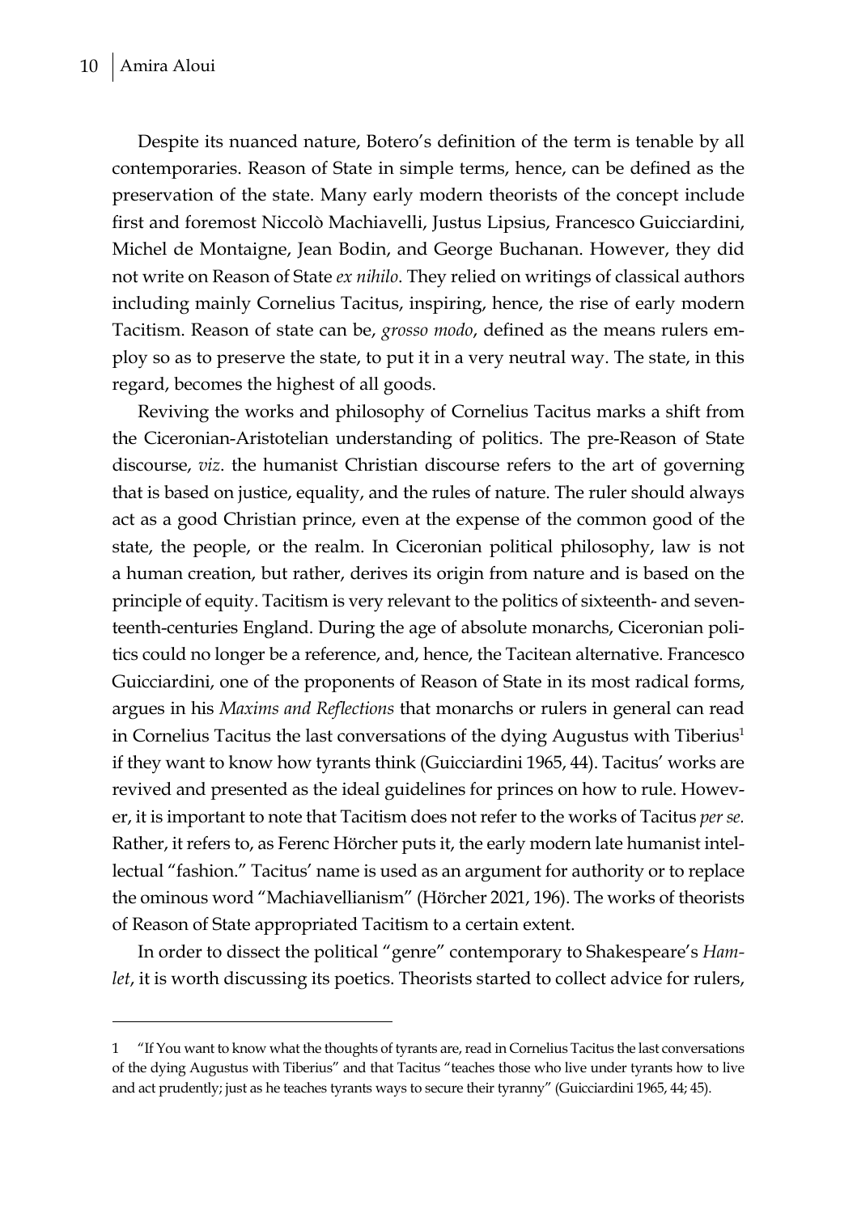Despite its nuanced nature, Botero's definition of the term is tenable by all contemporaries. Reason of State in simple terms, hence, can be defined as the preservation of the state. Many early modern theorists of the concept include first and foremost Niccolò Machiavelli, Justus Lipsius, Francesco Guicciardini, Michel de Montaigne, Jean Bodin, and George Buchanan. However, they did not write on Reason of State *ex nihilo*. They relied on writings of classical authors including mainly Cornelius Tacitus, inspiring, hence, the rise of early modern Tacitism. Reason of state can be, *grosso modo*, defined as the means rulers employ so as to preserve the state, to put it in a very neutral way. The state, in this regard, becomes the highest of all goods.

Reviving the works and philosophy of Cornelius Tacitus marks a shift from the Ciceronian-Aristotelian understanding of politics. The pre-Reason of State discourse, *viz*. the humanist Christian discourse refers to the art of governing that is based on justice, equality, and the rules of nature. The ruler should always act as a good Christian prince, even at the expense of the common good of the state, the people, or the realm. In Ciceronian political philosophy, law is not a human creation, but rather, derives its origin from nature and is based on the principle of equity. Tacitism is very relevant to the politics of sixteenth- and seventeenth-centuries England. During the age of absolute monarchs, Ciceronian politics could no longer be a reference, and, hence, the Tacitean alternative. Francesco Guicciardini, one of the proponents of Reason of State in its most radical forms, argues in his *Maxims and Reflections* that monarchs or rulers in general can read in Cornelius Tacitus the last conversations of the dying Augustus with Tiberius[1] if they want to know how tyrants think (Guicciardini 1965, 44). Tacitus' works are revived and presented as the ideal guidelines for princes on how to rule. However, it is important to note that Tacitism does not refer to the works of Tacitus *per se.* Rather, it refers to, as Ferenc Hörcher puts it, the early modern late humanist intellectual "fashion." Tacitus' name is used as an argument for authority or to replace the ominous word "Machiavellianism" (Hörcher 2021, 196). The works of theorists of Reason of State appropriated Tacitism to a certain extent.

In order to dissect the political "genre" contemporary to Shakespeare's *Hamlet*, it is worth discussing its poetics. Theorists started to collect advice for rulers,

---

1 "If You want to know what the thoughts of tyrants are, read in Cornelius Tacitus the last conversations of the dying Augustus with Tiberius" and that Tacitus "teaches those who live under tyrants how to live and act prudently; just as he teaches tyrants ways to secure their tyranny" (Guicciardini 1965, 44; 45).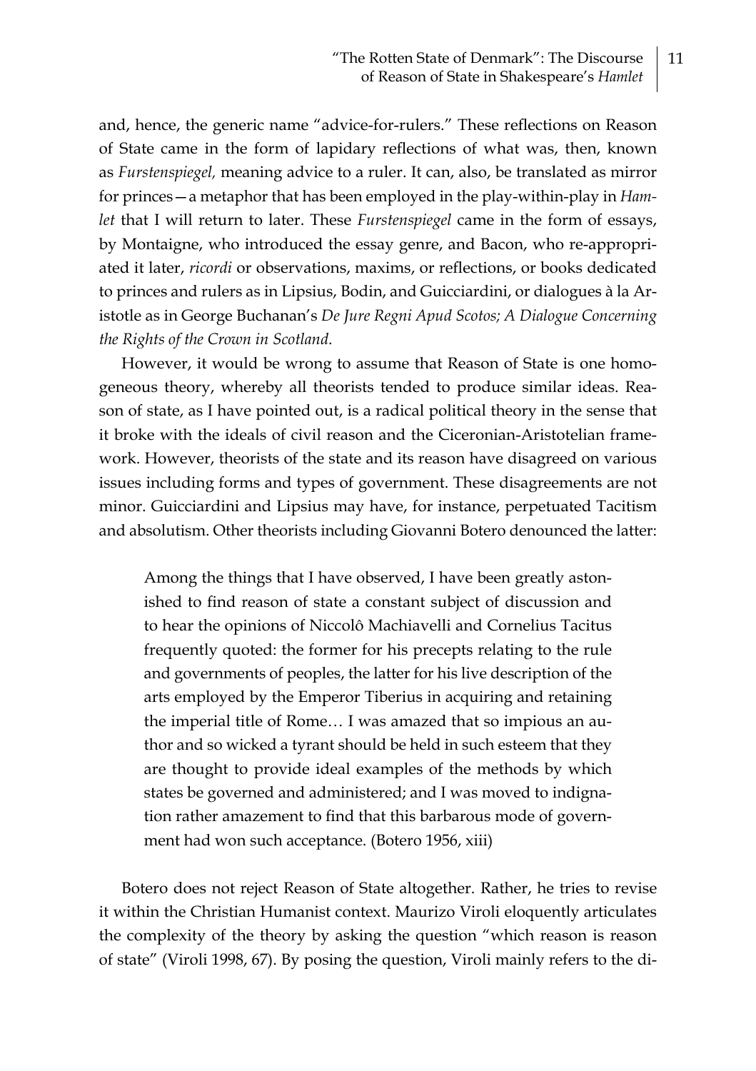and, hence, the generic name "advice-for-rulers." These reflections on Reason of State came in the form of lapidary reflections of what was, then, known as *Furstenspiegel,* meaning advice to a ruler. It can, also, be translated as mirror for princes—a metaphor that has been employed in the play-within-play in *Hamlet* that I will return to later. These *Furstenspiegel* came in the form of essays, by Montaigne, who introduced the essay genre, and Bacon, who re-appropriated it later, *ricordi* or observations, maxims, or reflections, or books dedicated to princes and rulers as in Lipsius, Bodin, and Guicciardini, or dialogues à la Aristotle as in George Buchanan's *De Jure Regni Apud Scotos; A Dialogue Concerning the Rights of the Crown in Scotland*.

However, it would be wrong to assume that Reason of State is one homogeneous theory, whereby all theorists tended to produce similar ideas. Reason of state, as I have pointed out, is a radical political theory in the sense that it broke with the ideals of civil reason and the Ciceronian-Aristotelian framework. However, theorists of the state and its reason have disagreed on various issues including forms and types of government. These disagreements are not minor. Guicciardini and Lipsius may have, for instance, perpetuated Tacitism and absolutism. Other theorists including Giovanni Botero denounced the latter:

> Among the things that I have observed, I have been greatly astonished to find reason of state a constant subject of discussion and to hear the opinions of Niccolô Machiavelli and Cornelius Tacitus frequently quoted: the former for his precepts relating to the rule and governments of peoples, the latter for his live description of the arts employed by the Emperor Tiberius in acquiring and retaining the imperial title of Rome… I was amazed that so impious an author and so wicked a tyrant should be held in such esteem that they are thought to provide ideal examples of the methods by which states be governed and administered; and I was moved to indignation rather amazement to find that this barbarous mode of government had won such acceptance. (Botero 1956, xiii)

Botero does not reject Reason of State altogether. Rather, he tries to revise it within the Christian Humanist context. Maurizo Viroli eloquently articulates the complexity of the theory by asking the question "which reason is reason of state" (Viroli 1998, 67). By posing the question, Viroli mainly refers to the di-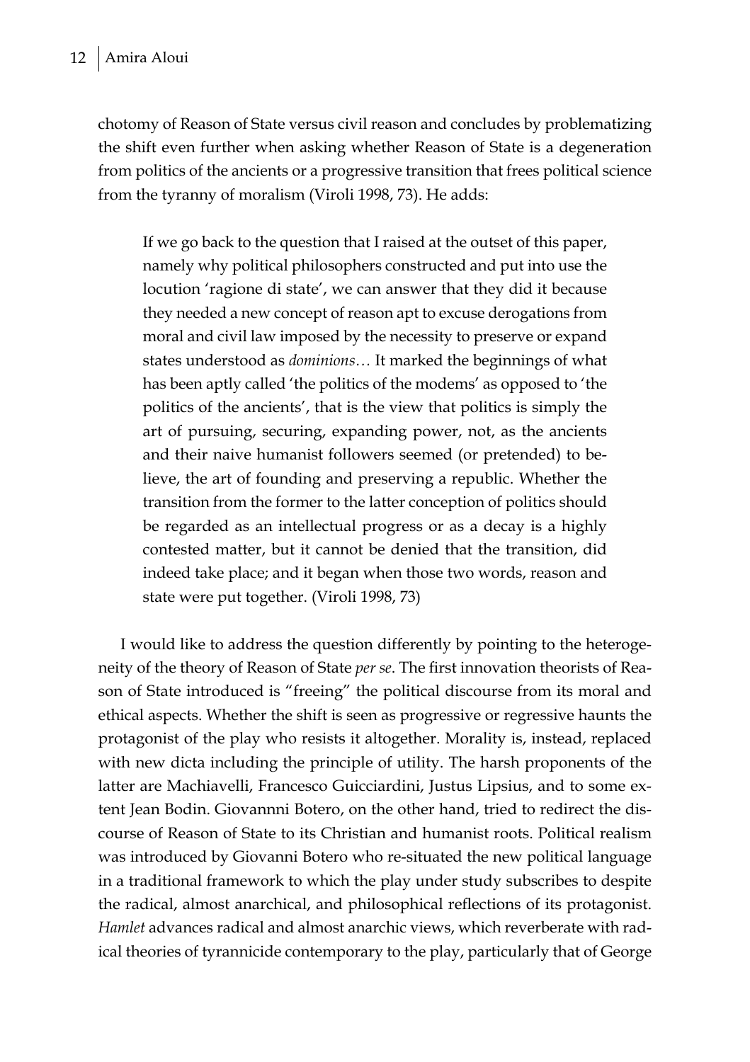chotomy of Reason of State versus civil reason and concludes by problematizing the shift even further when asking whether Reason of State is a degeneration from politics of the ancients or a progressive transition that frees political science from the tyranny of moralism (Viroli 1998, 73). He adds:

> If we go back to the question that I raised at the outset of this paper, namely why political philosophers constructed and put into use the locution 'ragione di state', we can answer that they did it because they needed a new concept of reason apt to excuse derogations from moral and civil law imposed by the necessity to preserve or expand states understood as *dominions…* It marked the beginnings of what has been aptly called 'the politics of the modems' as opposed to 'the politics of the ancients', that is the view that politics is simply the art of pursuing, securing, expanding power, not, as the ancients and their naive humanist followers seemed (or pretended) to believe, the art of founding and preserving a republic. Whether the transition from the former to the latter conception of politics should be regarded as an intellectual progress or as a decay is a highly contested matter, but it cannot be denied that the transition, did indeed take place; and it began when those two words, reason and state were put together. (Viroli 1998, 73)

I would like to address the question differently by pointing to the heterogeneity of the theory of Reason of State *per se*. The first innovation theorists of Reason of State introduced is "freeing" the political discourse from its moral and ethical aspects. Whether the shift is seen as progressive or regressive haunts the protagonist of the play who resists it altogether. Morality is, instead, replaced with new dicta including the principle of utility. The harsh proponents of the latter are Machiavelli, Francesco Guicciardini, Justus Lipsius, and to some extent Jean Bodin. Giovannni Botero, on the other hand, tried to redirect the discourse of Reason of State to its Christian and humanist roots. Political realism was introduced by Giovanni Botero who re-situated the new political language in a traditional framework to which the play under study subscribes to despite the radical, almost anarchical, and philosophical reflections of its protagonist. *Hamlet* advances radical and almost anarchic views, which reverberate with radical theories of tyrannicide contemporary to the play, particularly that of George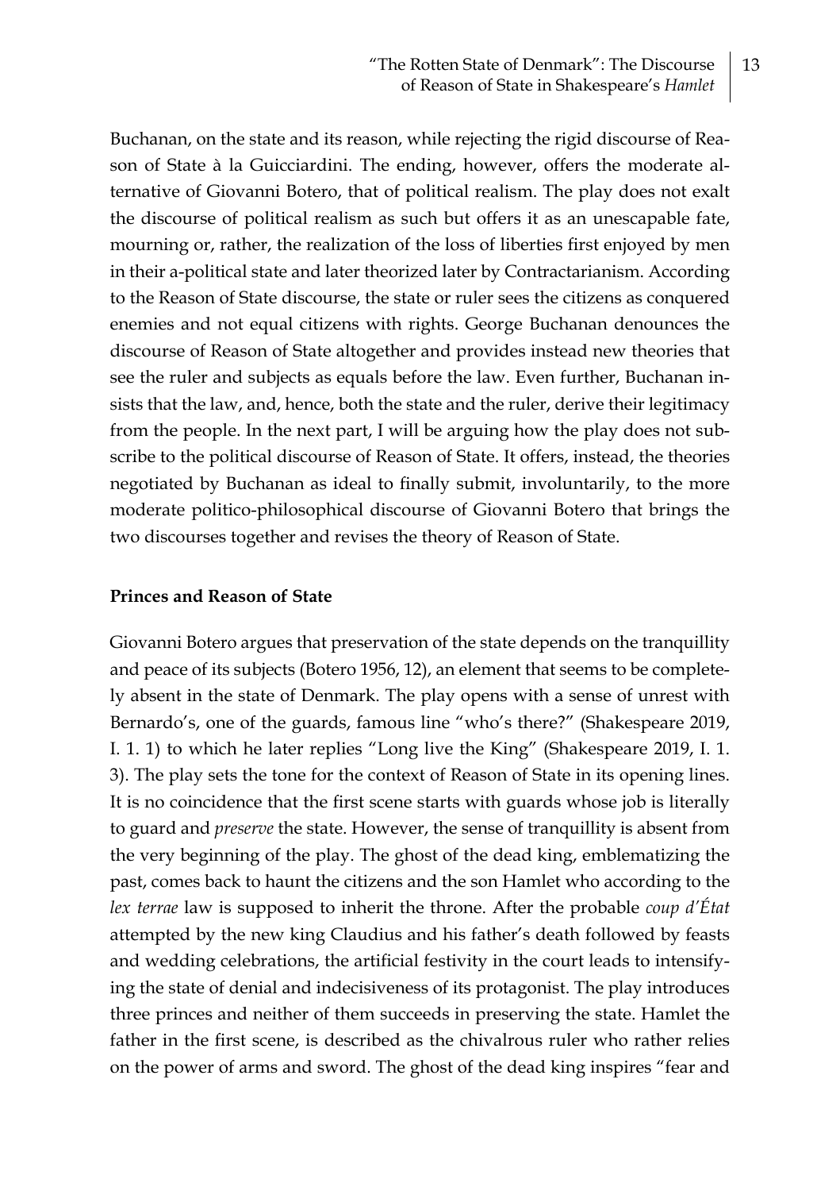Buchanan, on the state and its reason, while rejecting the rigid discourse of Reason of State à la Guicciardini. The ending, however, offers the moderate alternative of Giovanni Botero, that of political realism. The play does not exalt the discourse of political realism as such but offers it as an unescapable fate, mourning or, rather, the realization of the loss of liberties first enjoyed by men in their a-political state and later theorized later by Contractarianism. According to the Reason of State discourse, the state or ruler sees the citizens as conquered enemies and not equal citizens with rights. George Buchanan denounces the discourse of Reason of State altogether and provides instead new theories that see the ruler and subjects as equals before the law. Even further, Buchanan insists that the law, and, hence, both the state and the ruler, derive their legitimacy from the people. In the next part, I will be arguing how the play does not subscribe to the political discourse of Reason of State. It offers, instead, the theories negotiated by Buchanan as ideal to finally submit, involuntarily, to the more moderate politico-philosophical discourse of Giovanni Botero that brings the two discourses together and revises the theory of Reason of State.

**Princes and Reason of State**

Giovanni Botero argues that preservation of the state depends on the tranquillity and peace of its subjects (Botero 1956, 12), an element that seems to be completely absent in the state of Denmark. The play opens with a sense of unrest with Bernardo's, one of the guards, famous line "who's there?" (Shakespeare 2019, I. 1. 1) to which he later replies "Long live the King" (Shakespeare 2019, I. 1. 3). The play sets the tone for the context of Reason of State in its opening lines. It is no coincidence that the first scene starts with guards whose job is literally to guard and *preserve* the state. However, the sense of tranquillity is absent from the very beginning of the play. The ghost of the dead king, emblematizing the past, comes back to haunt the citizens and the son Hamlet who according to the *lex terrae* law is supposed to inherit the throne. After the probable *coup d'État* attempted by the new king Claudius and his father's death followed by feasts and wedding celebrations, the artificial festivity in the court leads to intensifying the state of denial and indecisiveness of its protagonist. The play introduces three princes and neither of them succeeds in preserving the state. Hamlet the father in the first scene, is described as the chivalrous ruler who rather relies on the power of arms and sword. The ghost of the dead king inspires "fear and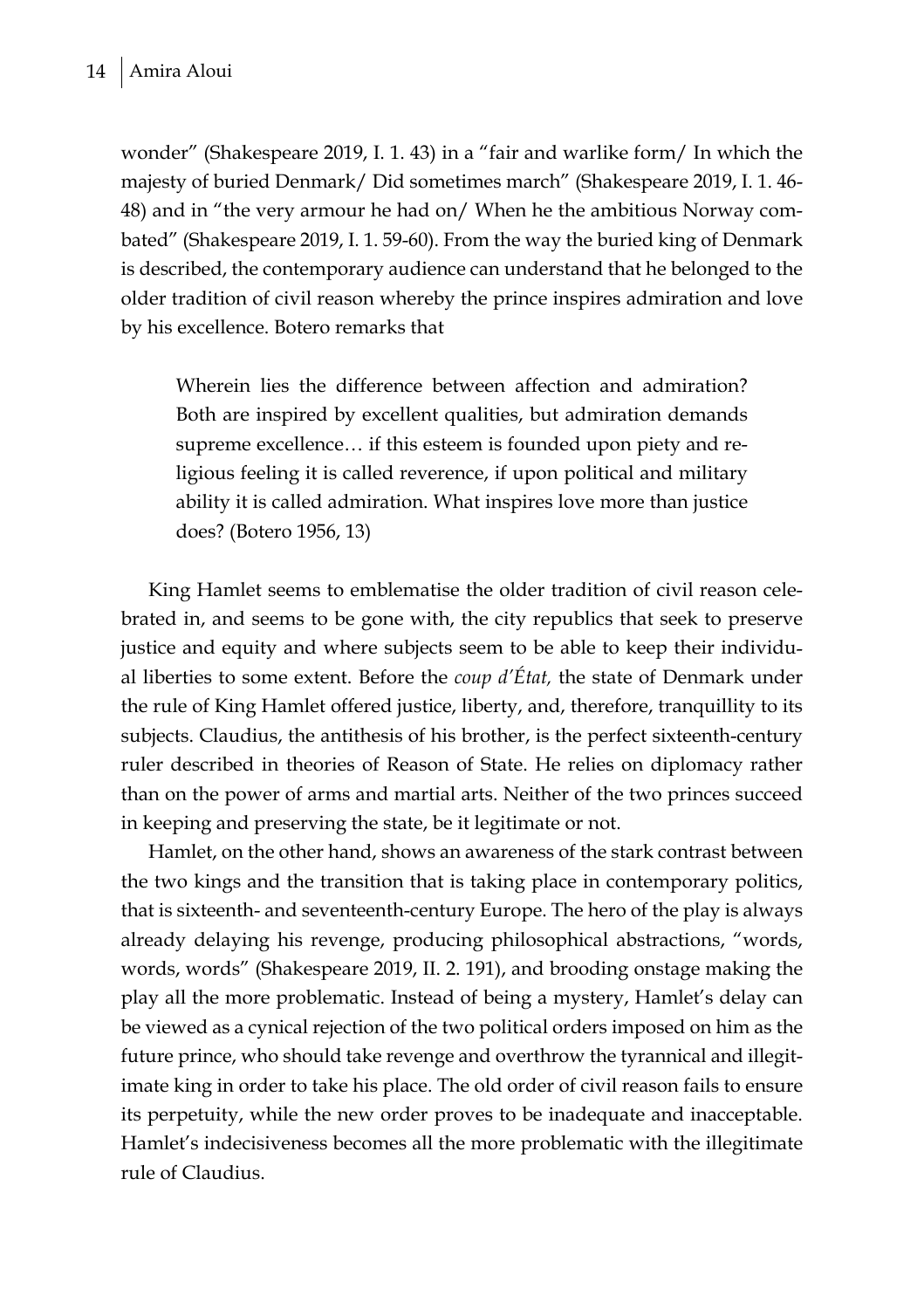wonder" (Shakespeare 2019, I. 1. 43) in a "fair and warlike form/ In which the majesty of buried Denmark/ Did sometimes march" (Shakespeare 2019, I. 1. 46-48) and in "the very armour he had on/ When he the ambitious Norway combated" (Shakespeare 2019, I. 1. 59-60). From the way the buried king of Denmark is described, the contemporary audience can understand that he belonged to the older tradition of civil reason whereby the prince inspires admiration and love by his excellence. Botero remarks that

> Wherein lies the difference between affection and admiration? Both are inspired by excellent qualities, but admiration demands supreme excellence… if this esteem is founded upon piety and religious feeling it is called reverence, if upon political and military ability it is called admiration. What inspires love more than justice does? (Botero 1956, 13)

King Hamlet seems to emblematise the older tradition of civil reason celebrated in, and seems to be gone with, the city republics that seek to preserve justice and equity and where subjects seem to be able to keep their individual liberties to some extent. Before the *coup d'État,* the state of Denmark under the rule of King Hamlet offered justice, liberty, and, therefore, tranquillity to its subjects. Claudius, the antithesis of his brother, is the perfect sixteenth-century ruler described in theories of Reason of State. He relies on diplomacy rather than on the power of arms and martial arts. Neither of the two princes succeed in keeping and preserving the state, be it legitimate or not.

Hamlet, on the other hand, shows an awareness of the stark contrast between the two kings and the transition that is taking place in contemporary politics, that is sixteenth- and seventeenth-century Europe. The hero of the play is always already delaying his revenge, producing philosophical abstractions, "words, words, words" (Shakespeare 2019, II. 2. 191), and brooding onstage making the play all the more problematic. Instead of being a mystery, Hamlet's delay can be viewed as a cynical rejection of the two political orders imposed on him as the future prince, who should take revenge and overthrow the tyrannical and illegitimate king in order to take his place. The old order of civil reason fails to ensure its perpetuity, while the new order proves to be inadequate and inacceptable. Hamlet's indecisiveness becomes all the more problematic with the illegitimate rule of Claudius.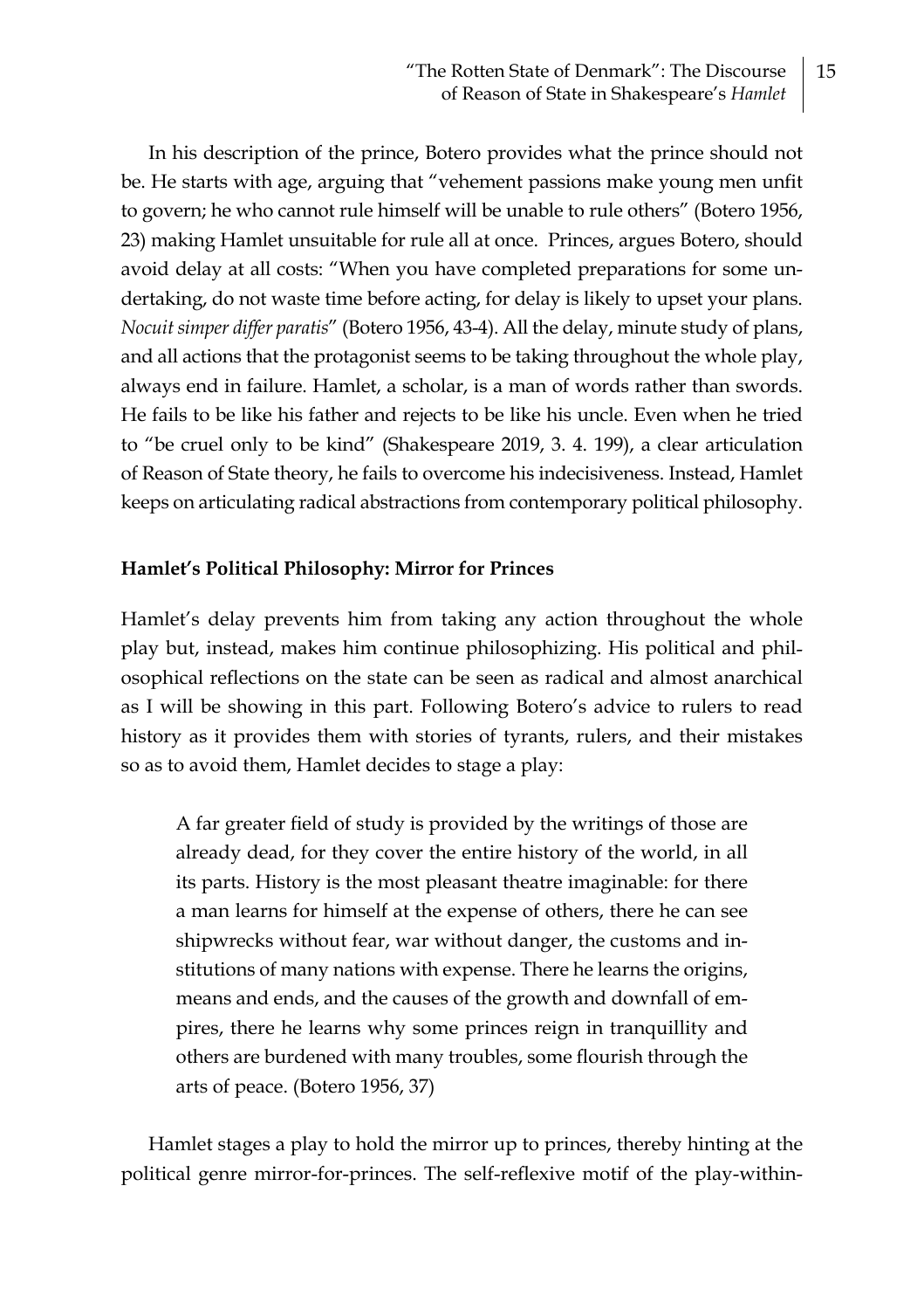In his description of the prince, Botero provides what the prince should not be. He starts with age, arguing that "vehement passions make young men unfit to govern; he who cannot rule himself will be unable to rule others" (Botero 1956, 23) making Hamlet unsuitable for rule all at once. Princes, argues Botero, should avoid delay at all costs: "When you have completed preparations for some undertaking, do not waste time before acting, for delay is likely to upset your plans. *Nocuit simper differ paratis*" (Botero 1956, 43-4). All the delay, minute study of plans, and all actions that the protagonist seems to be taking throughout the whole play, always end in failure. Hamlet, a scholar, is a man of words rather than swords. He fails to be like his father and rejects to be like his uncle. Even when he tried to "be cruel only to be kind" (Shakespeare 2019, 3. 4. 199), a clear articulation of Reason of State theory, he fails to overcome his indecisiveness. Instead, Hamlet keeps on articulating radical abstractions from contemporary political philosophy.

**Hamlet's Political Philosophy: Mirror for Princes**

Hamlet's delay prevents him from taking any action throughout the whole play but, instead, makes him continue philosophizing. His political and philosophical reflections on the state can be seen as radical and almost anarchical as I will be showing in this part. Following Botero's advice to rulers to read history as it provides them with stories of tyrants, rulers, and their mistakes so as to avoid them, Hamlet decides to stage a play:

> A far greater field of study is provided by the writings of those are already dead, for they cover the entire history of the world, in all its parts. History is the most pleasant theatre imaginable: for there a man learns for himself at the expense of others, there he can see shipwrecks without fear, war without danger, the customs and institutions of many nations with expense. There he learns the origins, means and ends, and the causes of the growth and downfall of empires, there he learns why some princes reign in tranquillity and others are burdened with many troubles, some flourish through the arts of peace. (Botero 1956, 37)

Hamlet stages a play to hold the mirror up to princes, thereby hinting at the political genre mirror-for-princes. The self-reflexive motif of the play-within-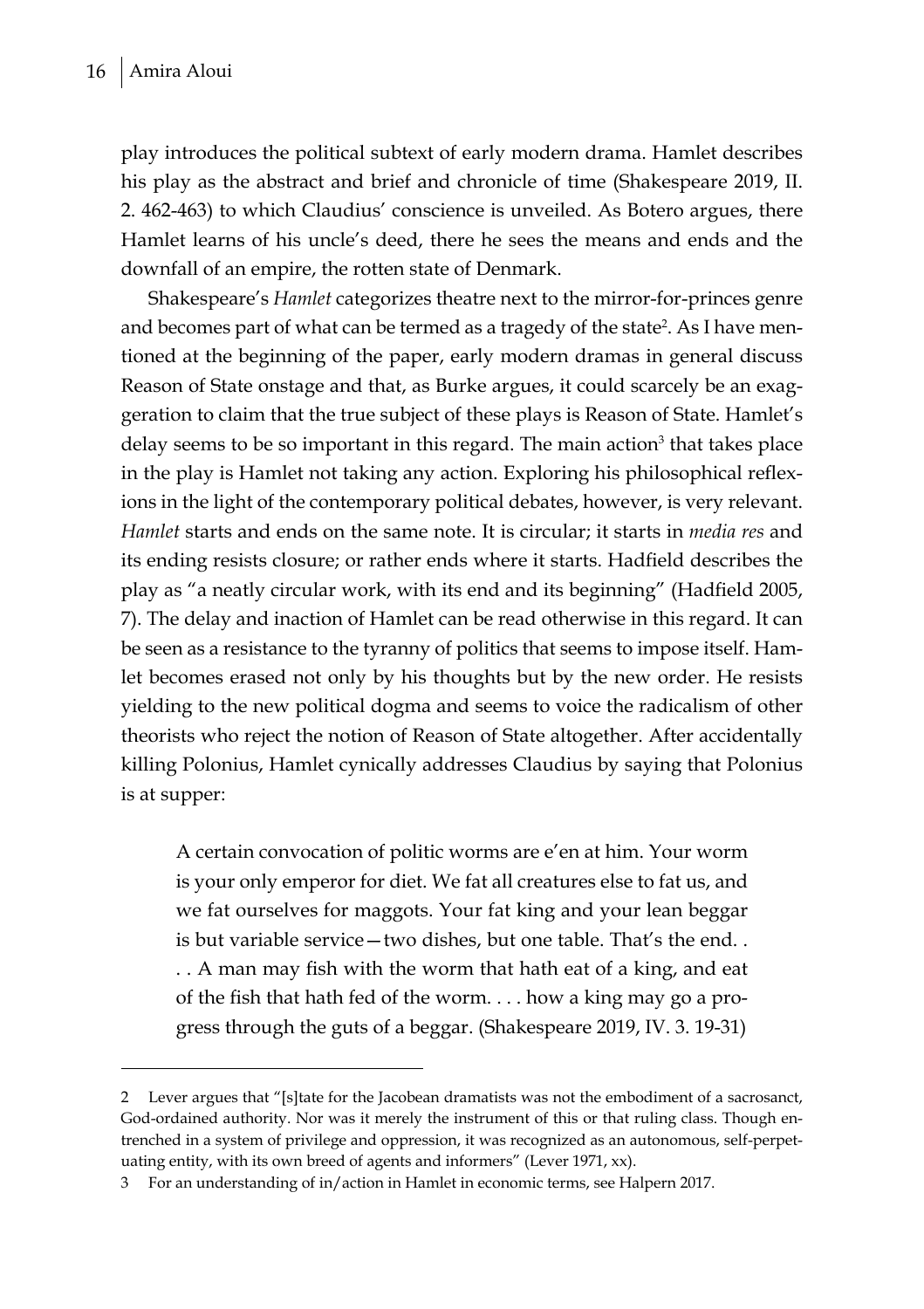play introduces the political subtext of early modern drama. Hamlet describes his play as the abstract and brief and chronicle of time (Shakespeare 2019, II. 2. 462-463) to which Claudius' conscience is unveiled. As Botero argues, there Hamlet learns of his uncle's deed, there he sees the means and ends and the downfall of an empire, the rotten state of Denmark.

Shakespeare's *Hamlet* categorizes theatre next to the mirror-for-princes genre and becomes part of what can be termed as a tragedy of the state[2]. As I have mentioned at the beginning of the paper, early modern dramas in general discuss Reason of State onstage and that, as Burke argues, it could scarcely be an exaggeration to claim that the true subject of these plays is Reason of State. Hamlet's delay seems to be so important in this regard. The main action[3] that takes place in the play is Hamlet not taking any action. Exploring his philosophical reflexions in the light of the contemporary political debates, however, is very relevant. *Hamlet* starts and ends on the same note. It is circular; it starts in *media res* and its ending resists closure; or rather ends where it starts. Hadfield describes the play as "a neatly circular work, with its end and its beginning" (Hadfield 2005, 7). The delay and inaction of Hamlet can be read otherwise in this regard. It can be seen as a resistance to the tyranny of politics that seems to impose itself. Hamlet becomes erased not only by his thoughts but by the new order. He resists yielding to the new political dogma and seems to voice the radicalism of other theorists who reject the notion of Reason of State altogether. After accidentally killing Polonius, Hamlet cynically addresses Claudius by saying that Polonius is at supper:

> A certain convocation of politic worms are e'en at him. Your worm is your only emperor for diet. We fat all creatures else to fat us, and we fat ourselves for maggots. Your fat king and your lean beggar is but variable service—two dishes, but one table. That's the end. . . . A man may fish with the worm that hath eat of a king, and eat of the fish that hath fed of the worm. . . . how a king may go a progress through the guts of a beggar. (Shakespeare 2019, IV. 3. 19-31)

---

2 Lever argues that "[s]tate for the Jacobean dramatists was not the embodiment of a sacrosanct, God-ordained authority. Nor was it merely the instrument of this or that ruling class. Though entrenched in a system of privilege and oppression, it was recognized as an autonomous, self-perpetuating entity, with its own breed of agents and informers" (Lever 1971, xx).

3 For an understanding of in/action in Hamlet in economic terms, see Halpern 2017.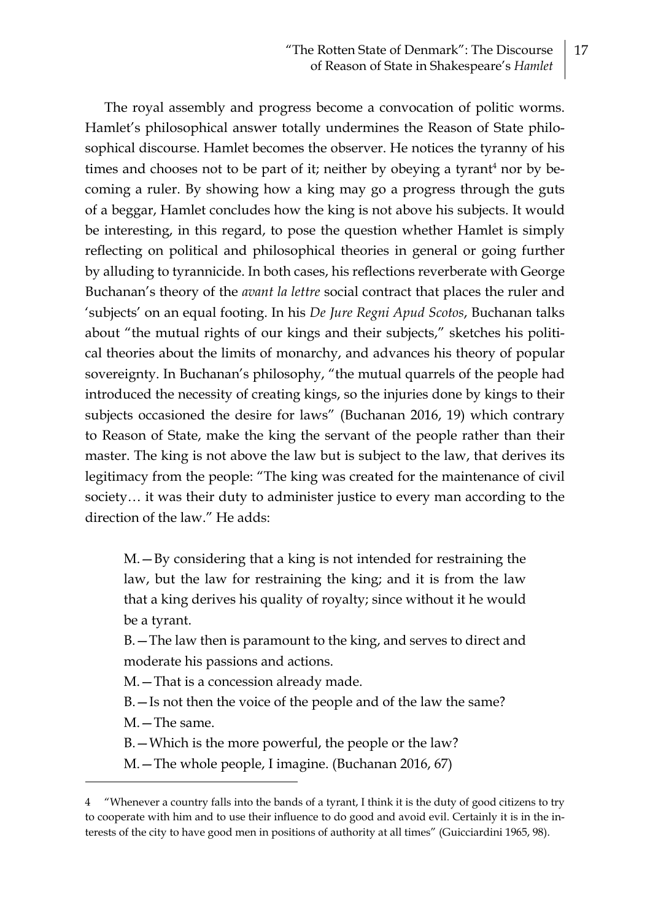The royal assembly and progress become a convocation of politic worms. Hamlet's philosophical answer totally undermines the Reason of State philosophical discourse. Hamlet becomes the observer. He notices the tyranny of his times and chooses not to be part of it; neither by obeying a tyrant[4] nor by becoming a ruler. By showing how a king may go a progress through the guts of a beggar, Hamlet concludes how the king is not above his subjects. It would be interesting, in this regard, to pose the question whether Hamlet is simply reflecting on political and philosophical theories in general or going further by alluding to tyrannicide. In both cases, his reflections reverberate with George Buchanan's theory of the *avant la lettre* social contract that places the ruler and 'subjects' on an equal footing. In his *De Jure Regni Apud Scotos*, Buchanan talks about "the mutual rights of our kings and their subjects," sketches his political theories about the limits of monarchy, and advances his theory of popular sovereignty. In Buchanan's philosophy, "the mutual quarrels of the people had introduced the necessity of creating kings, so the injuries done by kings to their subjects occasioned the desire for laws" (Buchanan 2016, 19) which contrary to Reason of State, make the king the servant of the people rather than their master. The king is not above the law but is subject to the law, that derives its legitimacy from the people: "The king was created for the maintenance of civil society… it was their duty to administer justice to every man according to the direction of the law." He adds:

> M.—By considering that a king is not intended for restraining the law, but the law for restraining the king; and it is from the law that a king derives his quality of royalty; since without it he would be a tyrant.
>
> B.—The law then is paramount to the king, and serves to direct and moderate his passions and actions.
>
> M.—That is a concession already made.
>
> B.—Is not then the voice of the people and of the law the same?
>
> M.—The same.
>
> B.—Which is the more powerful, the people or the law?
>
> M.—The whole people, I imagine. (Buchanan 2016, 67)

---

4 "Whenever a country falls into the bands of a tyrant, I think it is the duty of good citizens to try to cooperate with him and to use their influence to do good and avoid evil. Certainly it is in the interests of the city to have good men in positions of authority at all times" (Guicciardini 1965, 98).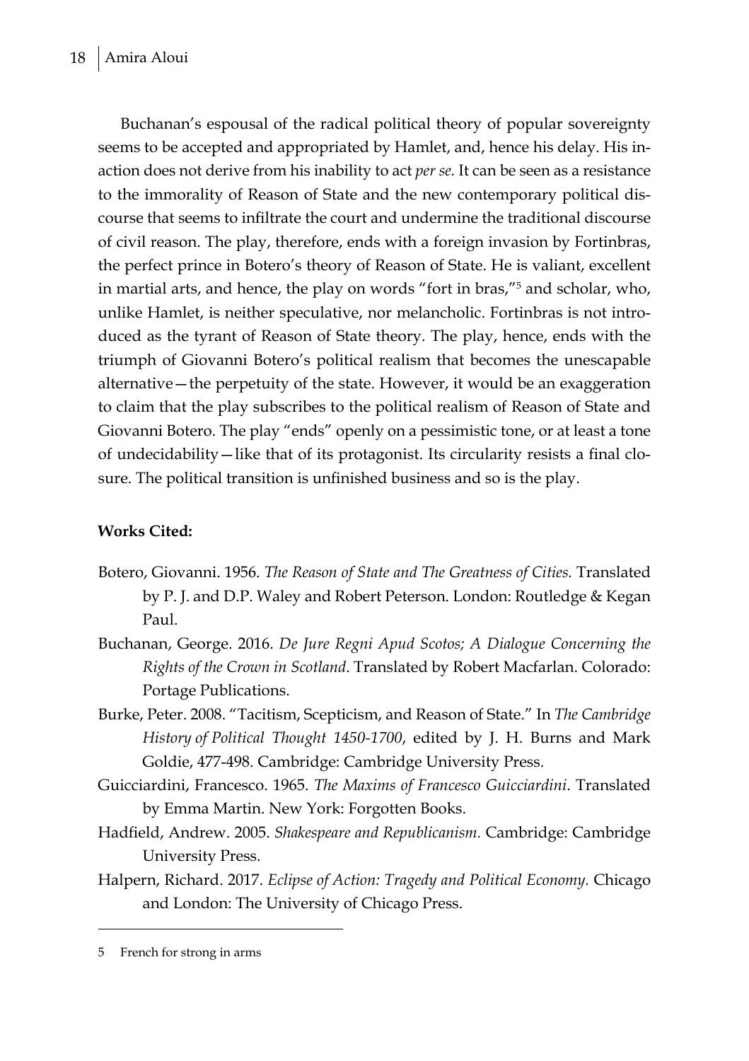Buchanan's espousal of the radical political theory of popular sovereignty seems to be accepted and appropriated by Hamlet, and, hence his delay. His inaction does not derive from his inability to act *per se.* It can be seen as a resistance to the immorality of Reason of State and the new contemporary political discourse that seems to infiltrate the court and undermine the traditional discourse of civil reason. The play, therefore, ends with a foreign invasion by Fortinbras, the perfect prince in Botero's theory of Reason of State. He is valiant, excellent in martial arts, and hence, the play on words "fort in bras,"[5] and scholar, who, unlike Hamlet, is neither speculative, nor melancholic. Fortinbras is not introduced as the tyrant of Reason of State theory. The play, hence, ends with the triumph of Giovanni Botero's political realism that becomes the unescapable alternative—the perpetuity of the state. However, it would be an exaggeration to claim that the play subscribes to the political realism of Reason of State and Giovanni Botero. The play "ends" openly on a pessimistic tone, or at least a tone of undecidability—like that of its protagonist. Its circularity resists a final closure. The political transition is unfinished business and so is the play.

**Works Cited:**

Botero, Giovanni. 1956. *The Reason of State and The Greatness of Cities.* Translated by P. J. and D.P. Waley and Robert Peterson. London: Routledge & Kegan Paul.

Buchanan, George. 2016. *De Jure Regni Apud Scotos; A Dialogue Concerning the Rights of the Crown in Scotland*. Translated by Robert Macfarlan. Colorado: Portage Publications.

Burke, Peter. 2008. "Tacitism, Scepticism, and Reason of State." In *The Cambridge History of Political Thought 1450-1700*, edited by J. H. Burns and Mark Goldie, 477-498. Cambridge: Cambridge University Press.

Guicciardini, Francesco. 1965. *The Maxims of Francesco Guicciardini*. Translated by Emma Martin. New York: Forgotten Books.

Hadfield, Andrew. 2005. *Shakespeare and Republicanism.* Cambridge: Cambridge University Press.

Halpern, Richard. 2017. *Eclipse of Action: Tragedy and Political Economy.* Chicago and London: The University of Chicago Press.

---

5 French for strong in arms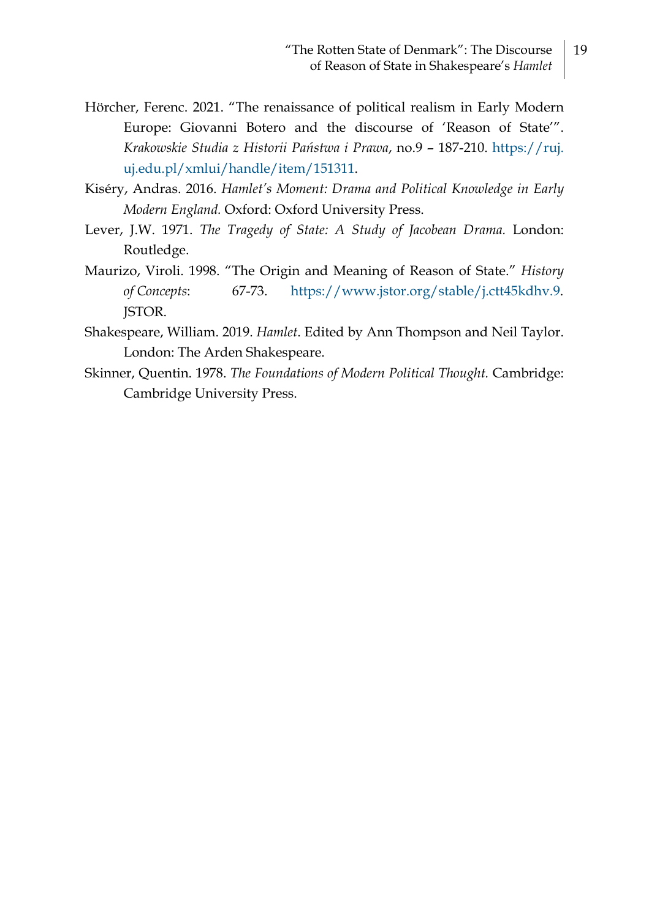Hörcher, Ferenc. 2021. "The renaissance of political realism in Early Modern Europe: Giovanni Botero and the discourse of 'Reason of State'". *Krakowskie Studia z Historii Państwa i Prawa*, no.9 – 187-210. https://ruj.uj.edu.pl/xmlui/handle/item/151311.

Kiséry, Andras. 2016. *Hamlet's Moment: Drama and Political Knowledge in Early Modern England.* Oxford: Oxford University Press.

Lever, J.W. 1971. *The Tragedy of State: A Study of Jacobean Drama.* London: Routledge.

Maurizo, Viroli. 1998. "The Origin and Meaning of Reason of State." *History of Concepts*: 67-73. https://www.jstor.org/stable/j.ctt45kdhv.9. JSTOR.

Shakespeare, William. 2019. *Hamlet*. Edited by Ann Thompson and Neil Taylor. London: The Arden Shakespeare.

Skinner, Quentin. 1978. *The Foundations of Modern Political Thought.* Cambridge: Cambridge University Press.